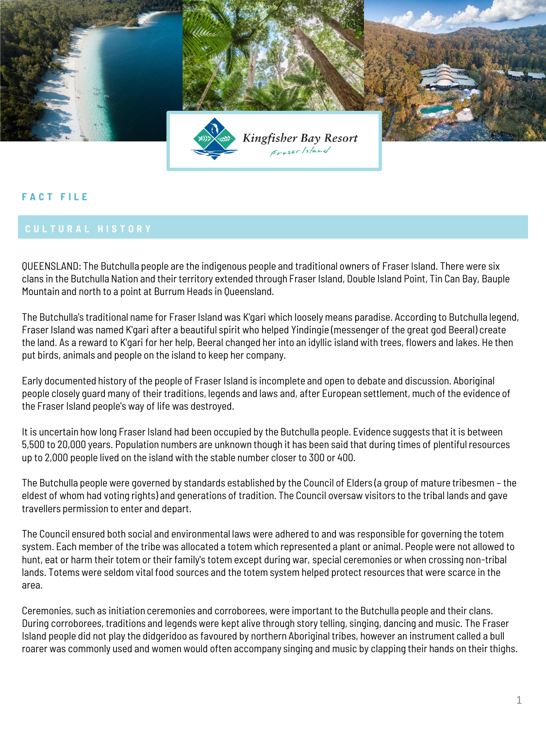Kingfisher Bay Resort
Fraser Island

## FACT FILE

## CULTURAL HISTORY

QUEENSLAND: The Butchulla people are the indigenous people and traditional owners of Fraser Island. There were six clans in the Butchulla Nation and their territory extended through Fraser Island, Double Island Point, Tin Can Bay, Bauple Mountain and north to a point at Burrum Heads in Queensland.

The Butchulla's traditional name for Fraser Island was K'gari which loosely means paradise. According to Butchulla legend, Fraser Island was named K'gari after a beautiful spirit who helped Yindingie (messenger of the great god Beeral) create the land. As a reward to K'gari for her help, Beeral changed her into an idyllic island with trees, flowers and lakes. He then put birds, animals and people on the island to keep her company.

Early documented history of the people of Fraser Island is incomplete and open to debate and discussion. Aboriginal people closely guard many of their traditions, legends and laws and, after European settlement, much of the evidence of the Fraser Island people's way of life was destroyed.

It is uncertain how long Fraser Island had been occupied by the Butchulla people. Evidence suggests that it is between 5,500 to 20,000 years. Population numbers are unknown though it has been said that during times of plentiful resources up to 2,000 people lived on the island with the stable number closer to 300 or 400.

The Butchulla people were governed by standards established by the Council of Elders (a group of mature tribesmen – the eldest of whom had voting rights) and generations of tradition. The Council oversaw visitors to the tribal lands and gave travellers permission to enter and depart.

The Council ensured both social and environmental laws were adhered to and was responsible for governing the totem system. Each member of the tribe was allocated a totem which represented a plant or animal. People were not allowed to hunt, eat or harm their totem or their family's totem except during war, special ceremonies or when crossing non-tribal lands. Totems were seldom vital food sources and the totem system helped protect resources that were scarce in the area.

Ceremonies, such as initiation ceremonies and corroborees, were important to the Butchulla people and their clans. During corroborees, traditions and legends were kept alive through story telling, singing, dancing and music. The Fraser Island people did not play the didgeridoo as favoured by northern Aboriginal tribes, however an instrument called a bull roarer was commonly used and women would often accompany singing and music by clapping their hands on their thighs.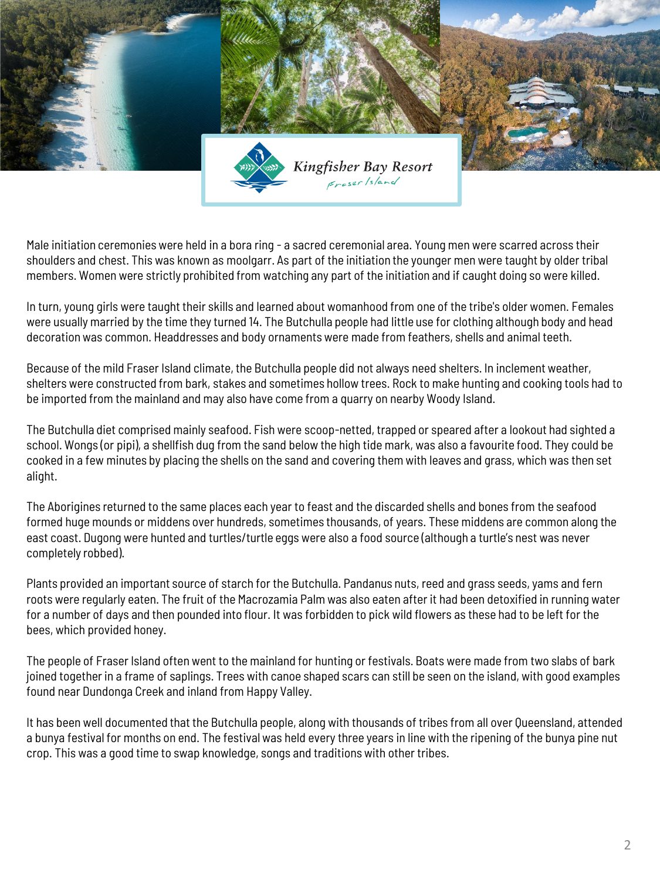Male initiation ceremonies were held in a bora ring - a sacred ceremonial area. Young men were scarred across their shoulders and chest. This was known as moolgarr. As part of the initiation the younger men were taught by older tribal members. Women were strictly prohibited from watching any part of the initiation and if caught doing so were killed.

In turn, young girls were taught their skills and learned about womanhood from one of the tribe's older women. Females were usually married by the time they turned 14. The Butchulla people had little use for clothing although body and head decoration was common. Headdresses and body ornaments were made from feathers, shells and animal teeth.

Because of the mild Fraser Island climate, the Butchulla people did not always need shelters. In inclement weather, shelters were constructed from bark, stakes and sometimes hollow trees. Rock to make hunting and cooking tools had to be imported from the mainland and may also have come from a quarry on nearby Woody Island.

The Butchulla diet comprised mainly seafood. Fish were scoop-netted, trapped or speared after a lookout had sighted a school. Wongs (or pipi), a shellfish dug from the sand below the high tide mark, was also a favourite food. They could be cooked in a few minutes by placing the shells on the sand and covering them with leaves and grass, which was then set alight.

The Aborigines returned to the same places each year to feast and the discarded shells and bones from the seafood formed huge mounds or middens over hundreds, sometimes thousands, of years. These middens are common along the east coast. Dugong were hunted and turtles/turtle eggs were also a food source (although a turtle's nest was never completely robbed).

Plants provided an important source of starch for the Butchulla. Pandanus nuts, reed and grass seeds, yams and fern roots were regularly eaten. The fruit of the Macrozamia Palm was also eaten after it had been detoxified in running water for a number of days and then pounded into flour. It was forbidden to pick wild flowers as these had to be left for the bees, which provided honey.

The people of Fraser Island often went to the mainland for hunting or festivals. Boats were made from two slabs of bark joined together in a frame of saplings. Trees with canoe shaped scars can still be seen on the island, with good examples found near Dundonga Creek and inland from Happy Valley.

It has been well documented that the Butchulla people, along with thousands of tribes from all over Queensland, attended a bunya festival for months on end. The festival was held every three years in line with the ripening of the bunya pine nut crop. This was a good time to swap knowledge, songs and traditions with other tribes.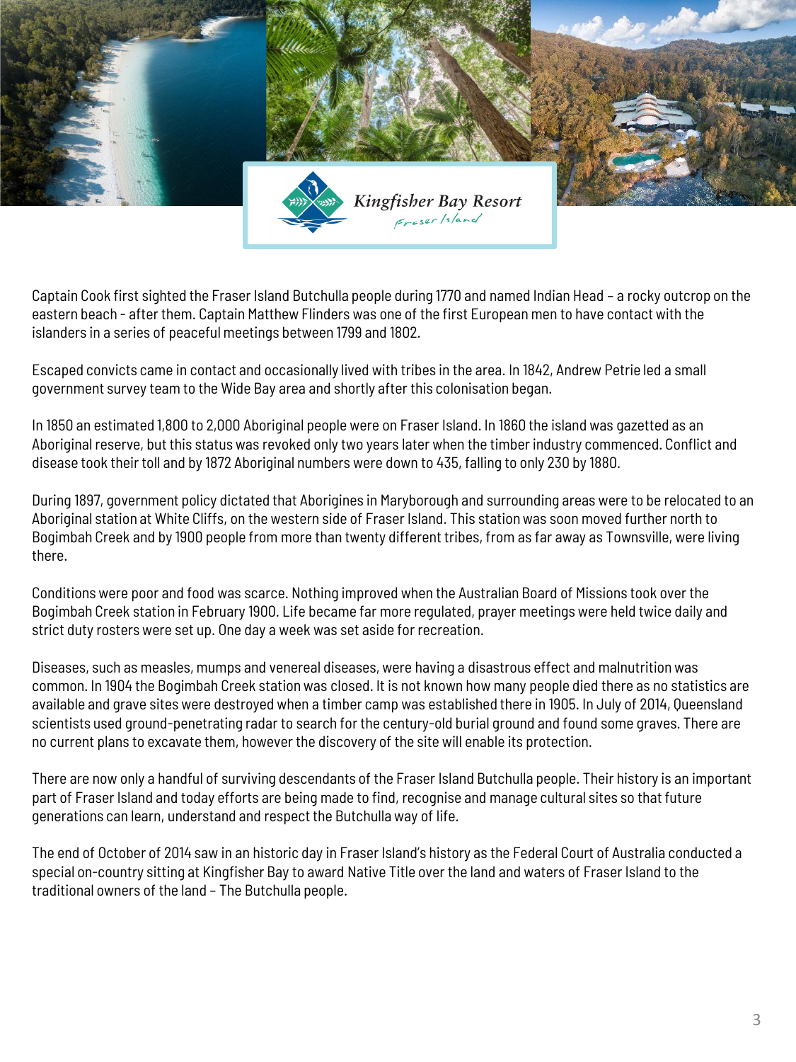Captain Cook first sighted the Fraser Island Butchulla people during 1770 and named Indian Head – a rocky outcrop on the eastern beach - after them. Captain Matthew Flinders was one of the first European men to have contact with the islanders in a series of peaceful meetings between 1799 and 1802.

Escaped convicts came in contact and occasionally lived with tribes in the area. In 1842, Andrew Petrie led a small government survey team to the Wide Bay area and shortly after this colonisation began.

In 1850 an estimated 1,800 to 2,000 Aboriginal people were on Fraser Island. In 1860 the island was gazetted as an Aboriginal reserve, but this status was revoked only two years later when the timber industry commenced. Conflict and disease took their toll and by 1872 Aboriginal numbers were down to 435, falling to only 230 by 1880.

During 1897, government policy dictated that Aborigines in Maryborough and surrounding areas were to be relocated to an Aboriginal station at White Cliffs, on the western side of Fraser Island. This station was soon moved further north to Bogimbah Creek and by 1900 people from more than twenty different tribes, from as far away as Townsville, were living there.

Conditions were poor and food was scarce. Nothing improved when the Australian Board of Missions took over the Bogimbah Creek station in February 1900. Life became far more regulated, prayer meetings were held twice daily and strict duty rosters were set up. One day a week was set aside for recreation.

Diseases, such as measles, mumps and venereal diseases, were having a disastrous effect and malnutrition was common. In 1904 the Bogimbah Creek station was closed. It is not known how many people died there as no statistics are available and grave sites were destroyed when a timber camp was established there in 1905. In July of 2014, Queensland scientists used ground-penetrating radar to search for the century-old burial ground and found some graves. There are no current plans to excavate them, however the discovery of the site will enable its protection.

There are now only a handful of surviving descendants of the Fraser Island Butchulla people. Their history is an important part of Fraser Island and today efforts are being made to find, recognise and manage cultural sites so that future generations can learn, understand and respect the Butchulla way of life.

The end of October of 2014 saw in an historic day in Fraser Island's history as the Federal Court of Australia conducted a special on-country sitting at Kingfisher Bay to award Native Title over the land and waters of Fraser Island to the traditional owners of the land – The Butchulla people.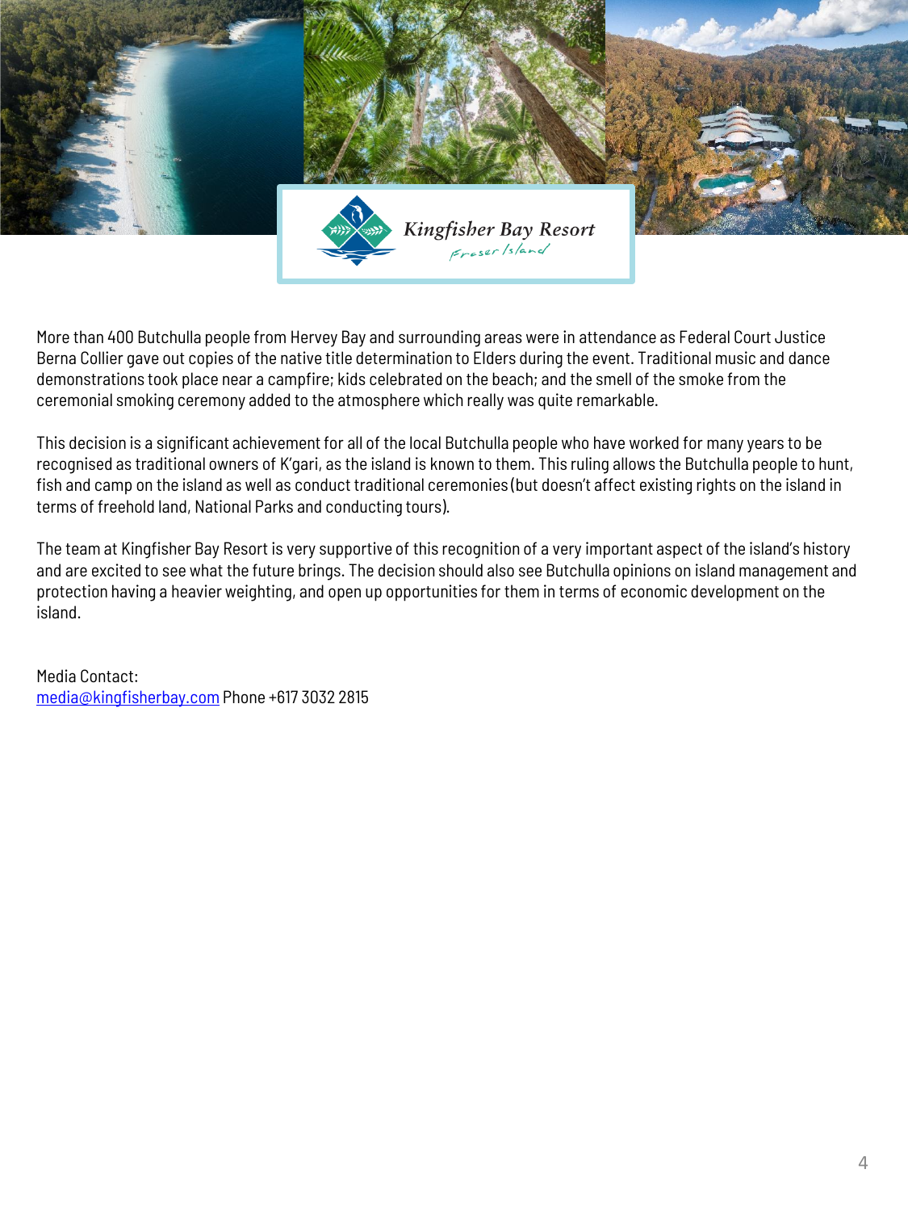More than 400 Butchulla people from Hervey Bay and surrounding areas were in attendance as Federal Court Justice Berna Collier gave out copies of the native title determination to Elders during the event. Traditional music and dance demonstrations took place near a campfire; kids celebrated on the beach; and the smell of the smoke from the ceremonial smoking ceremony added to the atmosphere which really was quite remarkable.

This decision is a significant achievement for all of the local Butchulla people who have worked for many years to be recognised as traditional owners of K'gari, as the island is known to them. This ruling allows the Butchulla people to hunt, fish and camp on the island as well as conduct traditional ceremonies (but doesn't affect existing rights on the island in terms of freehold land, National Parks and conducting tours).

The team at Kingfisher Bay Resort is very supportive of this recognition of a very important aspect of the island's history and are excited to see what the future brings. The decision should also see Butchulla opinions on island management and protection having a heavier weighting, and open up opportunities for them in terms of economic development on the island.

Media Contact:
[media@kingfisherbay.com](mailto:media@kingfisherbay.com) Phone +617 3032 2815